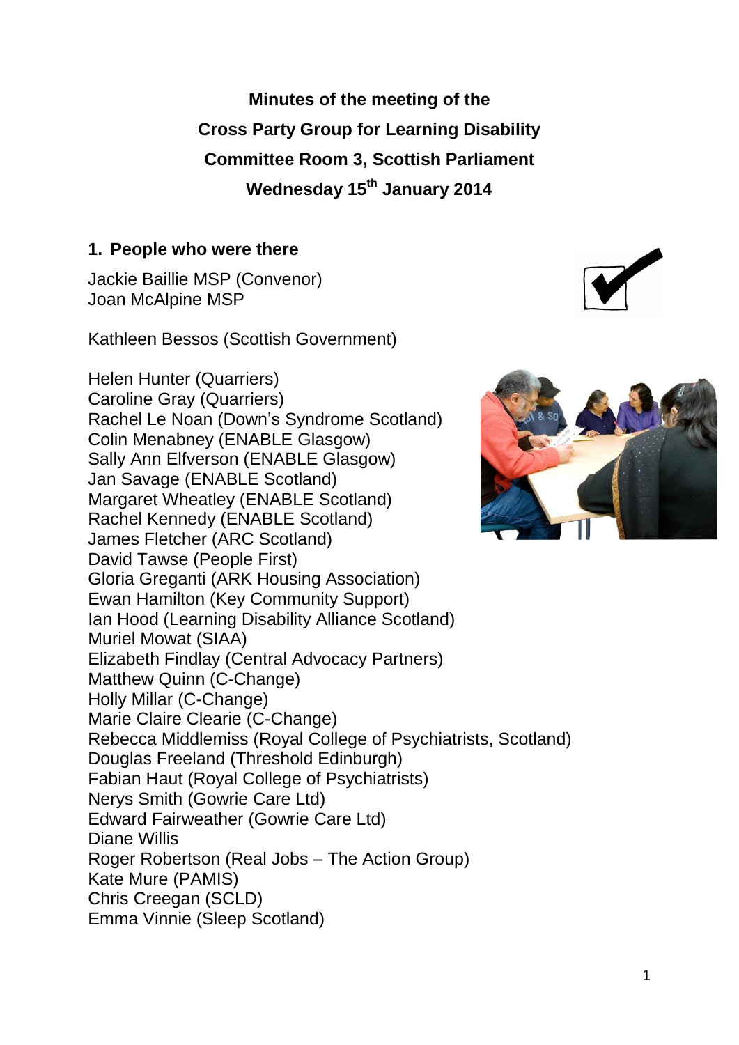**Minutes of the meeting of the**
**Cross Party Group for Learning Disability**
**Committee Room 3, Scottish Parliament**
**Wednesday 15th January 2014**

## 1. People who were there

Jackie Baillie MSP (Convenor)
Joan McAlpine MSP

Kathleen Bessos (Scottish Government)

Helen Hunter (Quarriers)
Caroline Gray (Quarriers)
Rachel Le Noan (Down's Syndrome Scotland)
Colin Menabney (ENABLE Glasgow)
Sally Ann Elfverson (ENABLE Glasgow)
Jan Savage (ENABLE Scotland)
Margaret Wheatley (ENABLE Scotland)
Rachel Kennedy (ENABLE Scotland)
James Fletcher (ARC Scotland)
David Tawse (People First)
Gloria Greganti (ARK Housing Association)
Ewan Hamilton (Key Community Support)
Ian Hood (Learning Disability Alliance Scotland)
Muriel Mowat (SIAA)
Elizabeth Findlay (Central Advocacy Partners)
Matthew Quinn (C-Change)
Holly Millar (C-Change)
Marie Claire Clearie (C-Change)
Rebecca Middlemiss (Royal College of Psychiatrists, Scotland)
Douglas Freeland (Threshold Edinburgh)
Fabian Haut (Royal College of Psychiatrists)
Nerys Smith (Gowrie Care Ltd)
Edward Fairweather (Gowrie Care Ltd)
Diane Willis
Roger Robertson (Real Jobs – The Action Group)
Kate Mure (PAMIS)
Chris Creegan (SCLD)
Emma Vinnie (Sleep Scotland)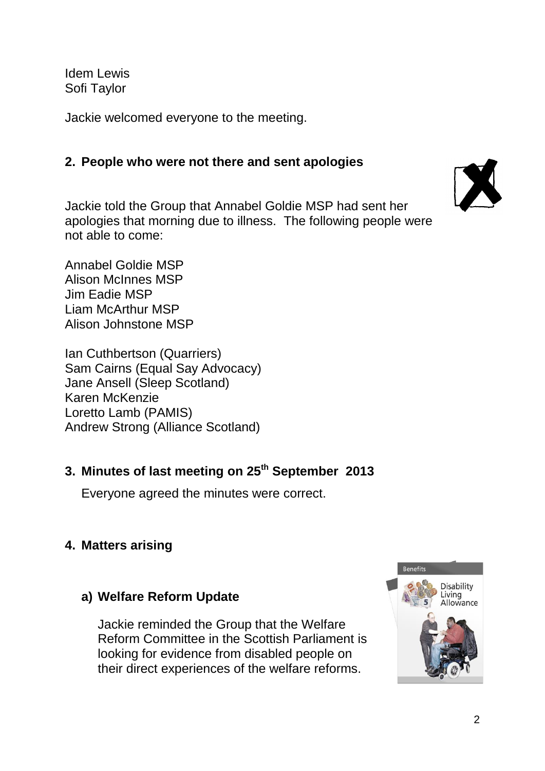Idem Lewis
Sofi Taylor

Jackie welcomed everyone to the meeting.

## 2. People who were not there and sent apologies

Jackie told the Group that Annabel Goldie MSP had sent her apologies that morning due to illness. The following people were not able to come:

Annabel Goldie MSP
Alison McInnes MSP
Jim Eadie MSP
Liam McArthur MSP
Alison Johnstone MSP

Ian Cuthbertson (Quarriers)
Sam Cairns (Equal Say Advocacy)
Jane Ansell (Sleep Scotland)
Karen McKenzie
Loretto Lamb (PAMIS)
Andrew Strong (Alliance Scotland)

## 3. Minutes of last meeting on 25th September 2013

Everyone agreed the minutes were correct.

## 4. Matters arising

### a) Welfare Reform Update

Jackie reminded the Group that the Welfare Reform Committee in the Scottish Parliament is looking for evidence from disabled people on their direct experiences of the welfare reforms.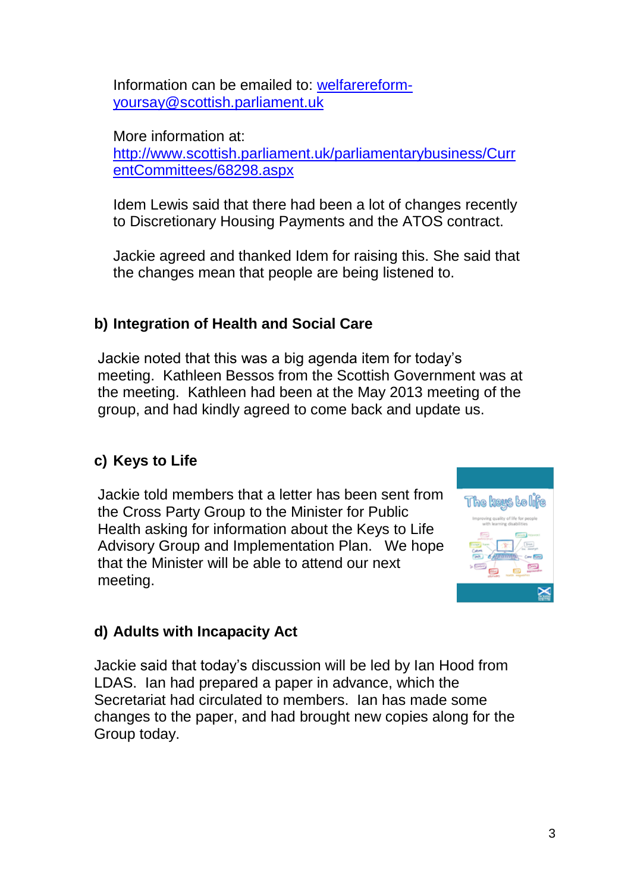Information can be emailed to: welfarereform-yoursay@scottish.parliament.uk

More information at:
http://www.scottish.parliament.uk/parliamentarybusiness/CurrentCommittees/68298.aspx

Idem Lewis said that there had been a lot of changes recently to Discretionary Housing Payments and the ATOS contract.

Jackie agreed and thanked Idem for raising this. She said that the changes mean that people are being listened to.

### b) Integration of Health and Social Care

Jackie noted that this was a big agenda item for today's meeting. Kathleen Bessos from the Scottish Government was at the meeting. Kathleen had been at the May 2013 meeting of the group, and had kindly agreed to come back and update us.

### c) Keys to Life

Jackie told members that a letter has been sent from the Cross Party Group to the Minister for Public Health asking for information about the Keys to Life Advisory Group and Implementation Plan. We hope that the Minister will be able to attend our next meeting.

### d) Adults with Incapacity Act

Jackie said that today's discussion will be led by Ian Hood from LDAS. Ian had prepared a paper in advance, which the Secretariat had circulated to members. Ian has made some changes to the paper, and had brought new copies along for the Group today.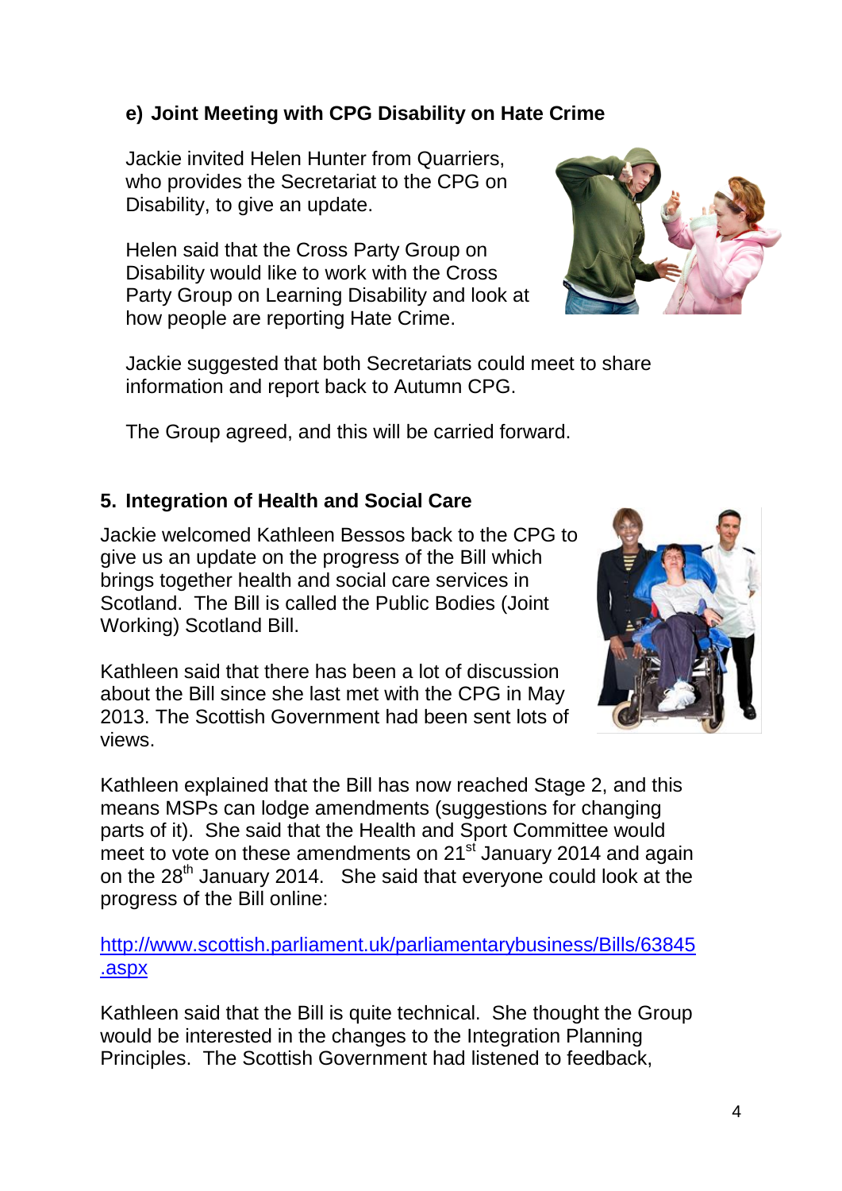### e) Joint Meeting with CPG Disability on Hate Crime

Jackie invited Helen Hunter from Quarriers, who provides the Secretariat to the CPG on Disability, to give an update.

Helen said that the Cross Party Group on Disability would like to work with the Cross Party Group on Learning Disability and look at how people are reporting Hate Crime.

Jackie suggested that both Secretariats could meet to share information and report back to Autumn CPG.

The Group agreed, and this will be carried forward.

## 5. Integration of Health and Social Care

Jackie welcomed Kathleen Bessos back to the CPG to give us an update on the progress of the Bill which brings together health and social care services in Scotland. The Bill is called the Public Bodies (Joint Working) Scotland Bill.

Kathleen said that there has been a lot of discussion about the Bill since she last met with the CPG in May 2013. The Scottish Government had been sent lots of views.

Kathleen explained that the Bill has now reached Stage 2, and this means MSPs can lodge amendments (suggestions for changing parts of it). She said that the Health and Sport Committee would meet to vote on these amendments on 21st January 2014 and again on the 28th January 2014. She said that everyone could look at the progress of the Bill online:

http://www.scottish.parliament.uk/parliamentarybusiness/Bills/63845.aspx

Kathleen said that the Bill is quite technical. She thought the Group would be interested in the changes to the Integration Planning Principles. The Scottish Government had listened to feedback,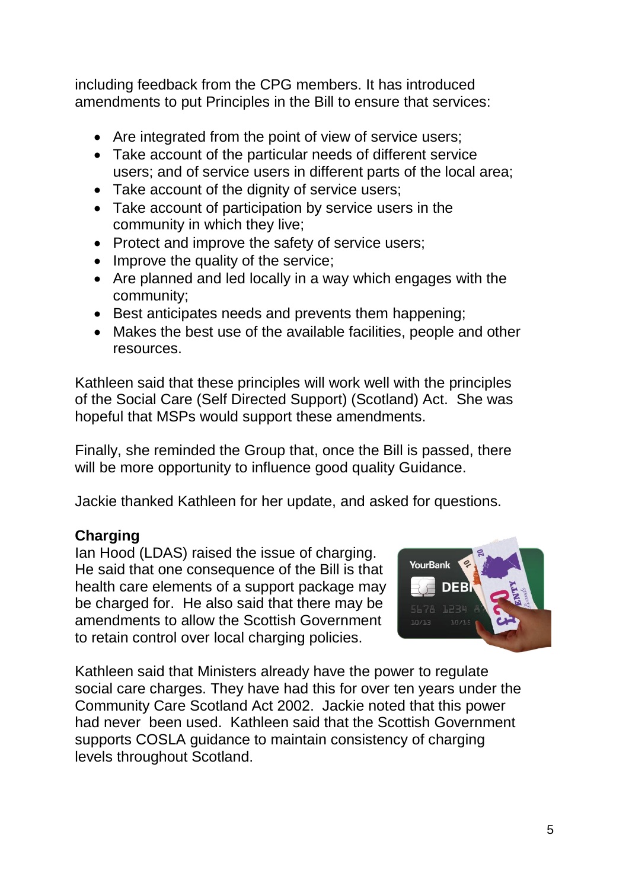including feedback from the CPG members. It has introduced amendments to put Principles in the Bill to ensure that services:

- Are integrated from the point of view of service users;
- Take account of the particular needs of different service users; and of service users in different parts of the local area;
- Take account of the dignity of service users;
- Take account of participation by service users in the community in which they live;
- Protect and improve the safety of service users;
- Improve the quality of the service;
- Are planned and led locally in a way which engages with the community;
- Best anticipates needs and prevents them happening;
- Makes the best use of the available facilities, people and other resources.

Kathleen said that these principles will work well with the principles of the Social Care (Self Directed Support) (Scotland) Act. She was hopeful that MSPs would support these amendments.

Finally, she reminded the Group that, once the Bill is passed, there will be more opportunity to influence good quality Guidance.

Jackie thanked Kathleen for her update, and asked for questions.

**Charging**

Ian Hood (LDAS) raised the issue of charging. He said that one consequence of the Bill is that health care elements of a support package may be charged for. He also said that there may be amendments to allow the Scottish Government to retain control over local charging policies.

Kathleen said that Ministers already have the power to regulate social care charges. They have had this for over ten years under the Community Care Scotland Act 2002. Jackie noted that this power had never been used. Kathleen said that the Scottish Government supports COSLA guidance to maintain consistency of charging levels throughout Scotland.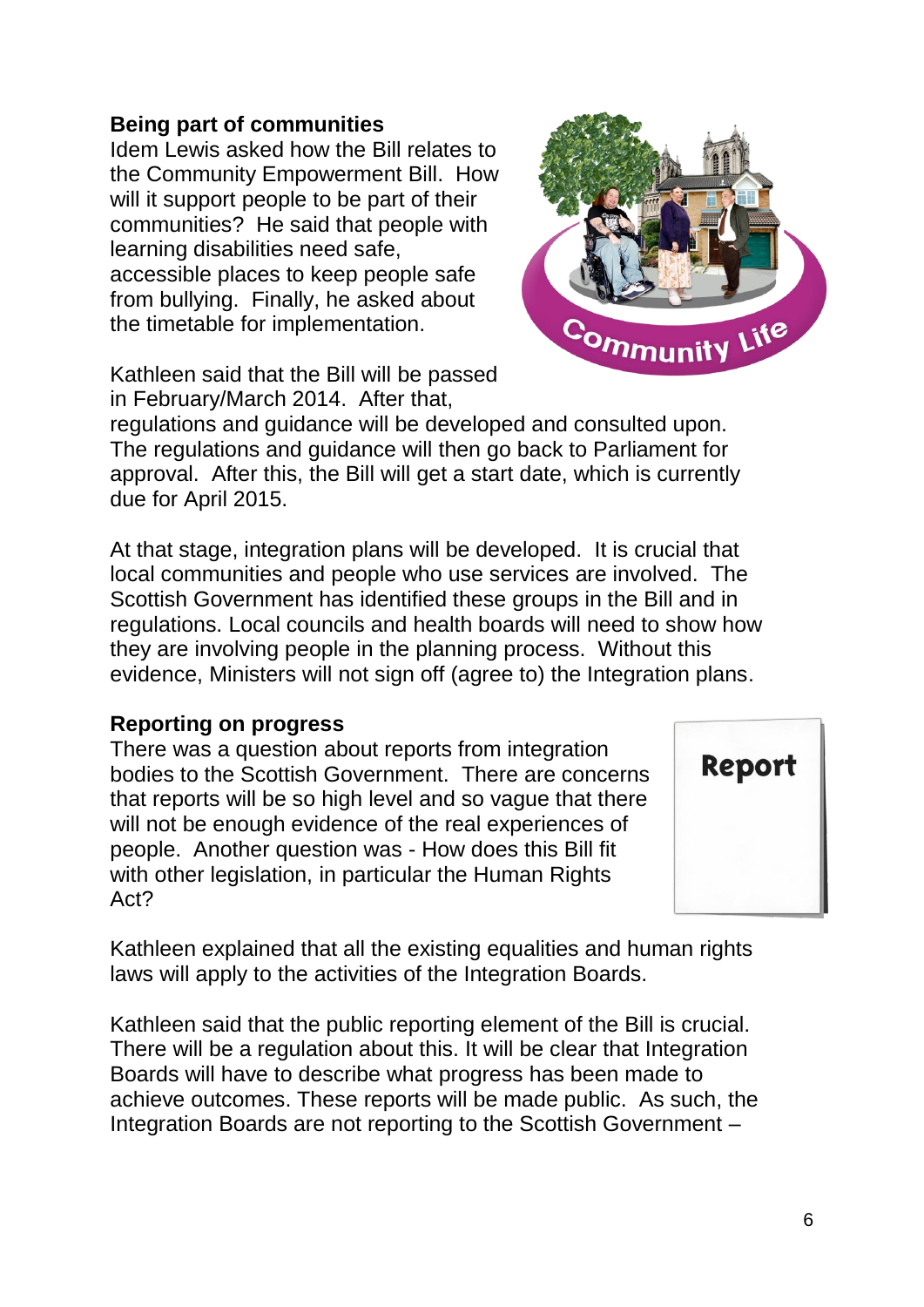**Being part of communities**

Idem Lewis asked how the Bill relates to the Community Empowerment Bill. How will it support people to be part of their communities? He said that people with learning disabilities need safe, accessible places to keep people safe from bullying. Finally, he asked about the timetable for implementation.

Kathleen said that the Bill will be passed in February/March 2014. After that, regulations and guidance will be developed and consulted upon. The regulations and guidance will then go back to Parliament for approval. After this, the Bill will get a start date, which is currently due for April 2015.

At that stage, integration plans will be developed. It is crucial that local communities and people who use services are involved. The Scottish Government has identified these groups in the Bill and in regulations. Local councils and health boards will need to show how they are involving people in the planning process. Without this evidence, Ministers will not sign off (agree to) the Integration plans.

**Reporting on progress**

There was a question about reports from integration bodies to the Scottish Government. There are concerns that reports will be so high level and so vague that there will not be enough evidence of the real experiences of people. Another question was - How does this Bill fit with other legislation, in particular the Human Rights Act?

Kathleen explained that all the existing equalities and human rights laws will apply to the activities of the Integration Boards.

Kathleen said that the public reporting element of the Bill is crucial. There will be a regulation about this. It will be clear that Integration Boards will have to describe what progress has been made to achieve outcomes. These reports will be made public. As such, the Integration Boards are not reporting to the Scottish Government –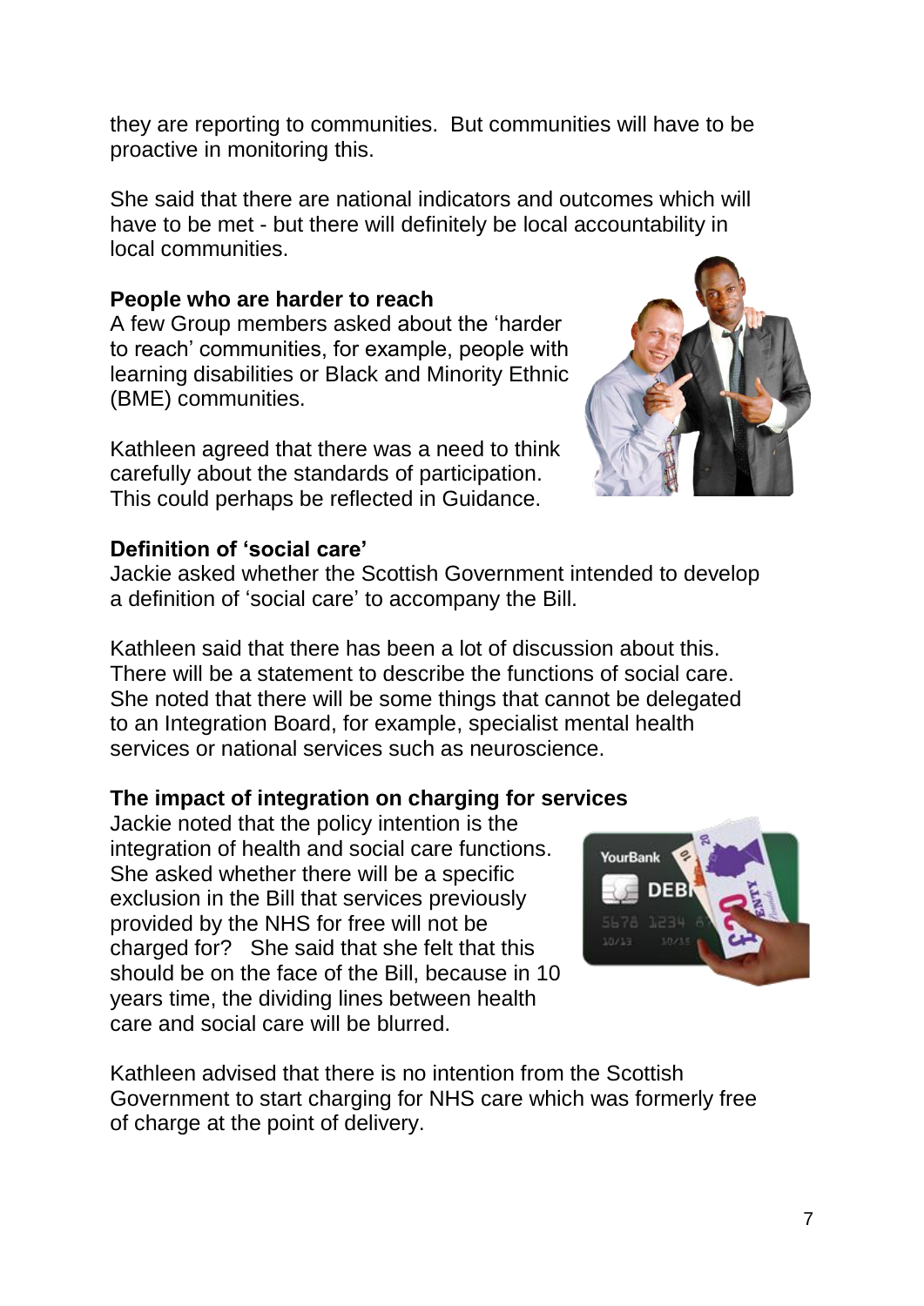they are reporting to communities.  But communities will have to be proactive in monitoring this.

She said that there are national indicators and outcomes which will have to be met - but there will definitely be local accountability in local communities.

**People who are harder to reach**

A few Group members asked about the 'harder to reach' communities, for example, people with learning disabilities or Black and Minority Ethnic (BME) communities.

Kathleen agreed that there was a need to think carefully about the standards of participation. This could perhaps be reflected in Guidance.

**Definition of 'social care'**

Jackie asked whether the Scottish Government intended to develop a definition of 'social care' to accompany the Bill.

Kathleen said that there has been a lot of discussion about this. There will be a statement to describe the functions of social care. She noted that there will be some things that cannot be delegated to an Integration Board, for example, specialist mental health services or national services such as neuroscience.

**The impact of integration on charging for services**

Jackie noted that the policy intention is the integration of health and social care functions. She asked whether there will be a specific exclusion in the Bill that services previously provided by the NHS for free will not be charged for?   She said that she felt that this should be on the face of the Bill, because in 10 years time, the dividing lines between health care and social care will be blurred.

Kathleen advised that there is no intention from the Scottish Government to start charging for NHS care which was formerly free of charge at the point of delivery.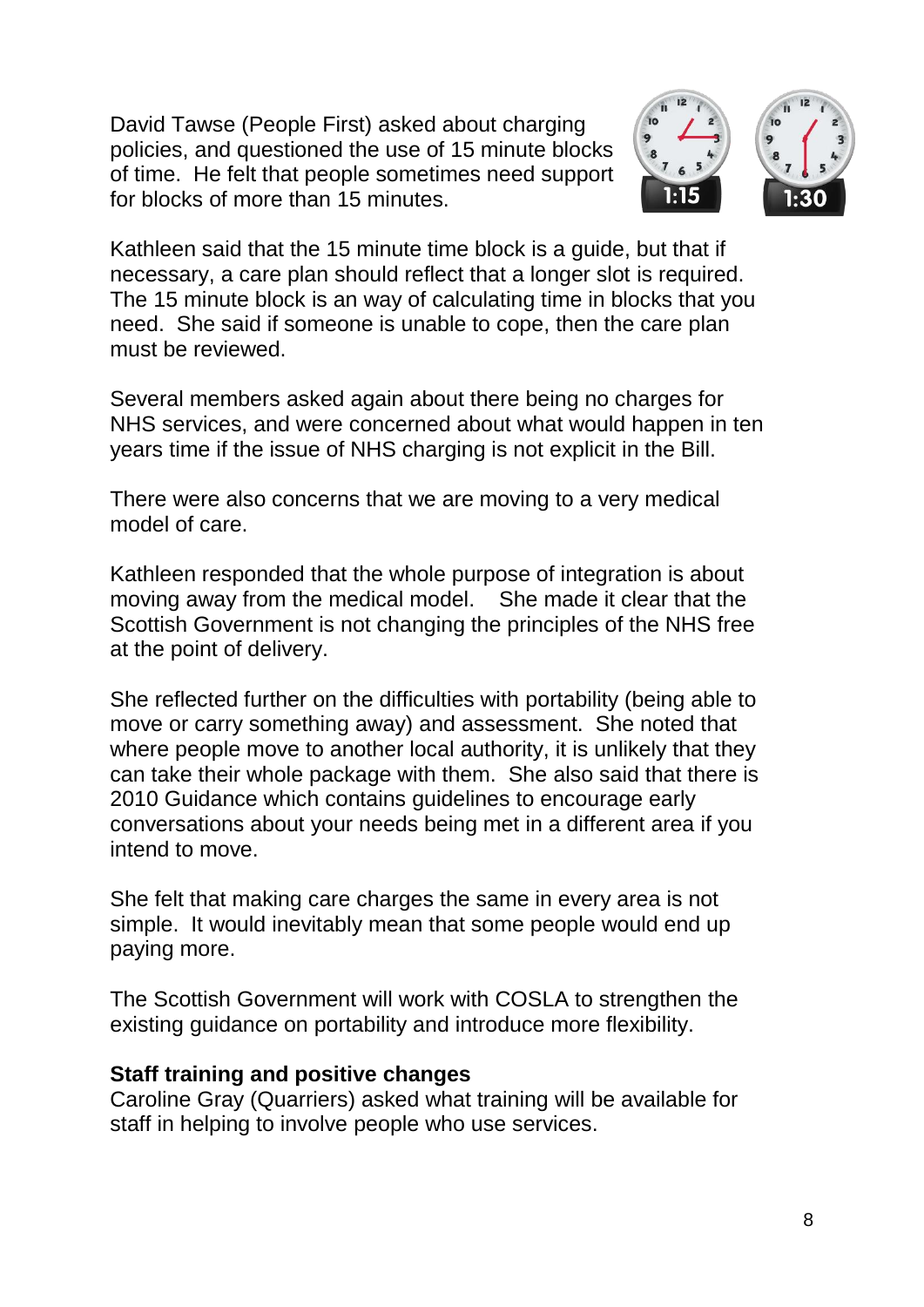David Tawse (People First) asked about charging policies, and questioned the use of 15 minute blocks of time. He felt that people sometimes need support for blocks of more than 15 minutes.

Kathleen said that the 15 minute time block is a guide, but that if necessary, a care plan should reflect that a longer slot is required. The 15 minute block is an way of calculating time in blocks that you need. She said if someone is unable to cope, then the care plan must be reviewed.

Several members asked again about there being no charges for NHS services, and were concerned about what would happen in ten years time if the issue of NHS charging is not explicit in the Bill.

There were also concerns that we are moving to a very medical model of care.

Kathleen responded that the whole purpose of integration is about moving away from the medical model. She made it clear that the Scottish Government is not changing the principles of the NHS free at the point of delivery.

She reflected further on the difficulties with portability (being able to move or carry something away) and assessment. She noted that where people move to another local authority, it is unlikely that they can take their whole package with them. She also said that there is 2010 Guidance which contains guidelines to encourage early conversations about your needs being met in a different area if you intend to move.

She felt that making care charges the same in every area is not simple. It would inevitably mean that some people would end up paying more.

The Scottish Government will work with COSLA to strengthen the existing guidance on portability and introduce more flexibility.

**Staff training and positive changes**

Caroline Gray (Quarriers) asked what training will be available for staff in helping to involve people who use services.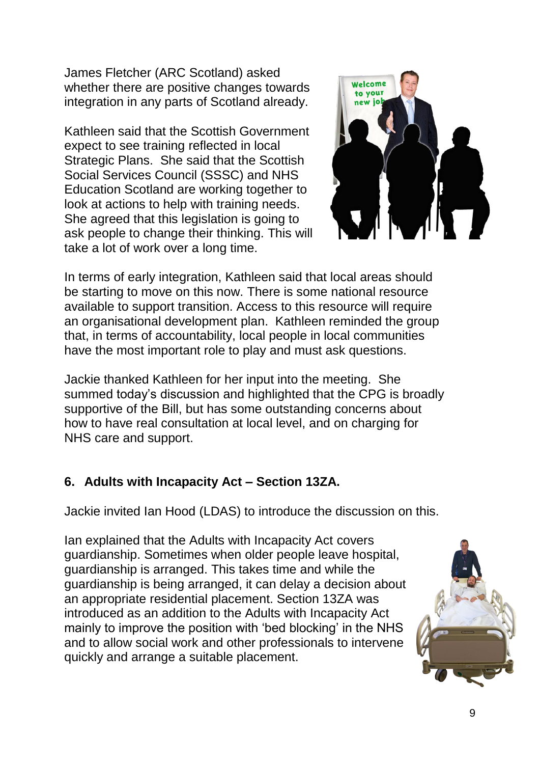James Fletcher (ARC Scotland) asked whether there are positive changes towards integration in any parts of Scotland already.

Kathleen said that the Scottish Government expect to see training reflected in local Strategic Plans. She said that the Scottish Social Services Council (SSSC) and NHS Education Scotland are working together to look at actions to help with training needs. She agreed that this legislation is going to ask people to change their thinking. This will take a lot of work over a long time.

In terms of early integration, Kathleen said that local areas should be starting to move on this now. There is some national resource available to support transition. Access to this resource will require an organisational development plan. Kathleen reminded the group that, in terms of accountability, local people in local communities have the most important role to play and must ask questions.

Jackie thanked Kathleen for her input into the meeting. She summed today's discussion and highlighted that the CPG is broadly supportive of the Bill, but has some outstanding concerns about how to have real consultation at local level, and on charging for NHS care and support.

## 6. Adults with Incapacity Act – Section 13ZA.

Jackie invited Ian Hood (LDAS) to introduce the discussion on this.

Ian explained that the Adults with Incapacity Act covers guardianship. Sometimes when older people leave hospital, guardianship is arranged. This takes time and while the guardianship is being arranged, it can delay a decision about an appropriate residential placement. Section 13ZA was introduced as an addition to the Adults with Incapacity Act mainly to improve the position with 'bed blocking' in the NHS and to allow social work and other professionals to intervene quickly and arrange a suitable placement.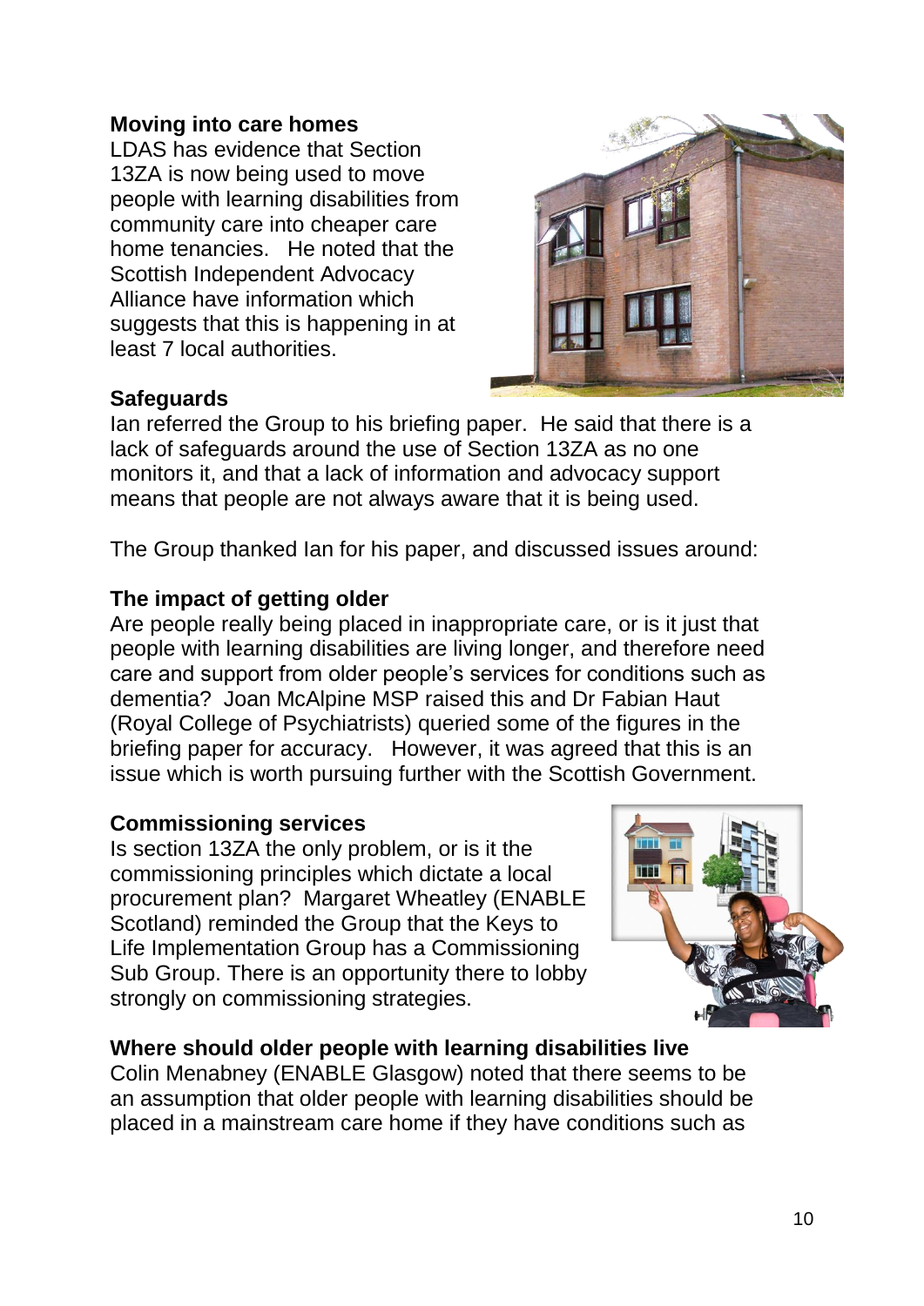**Moving into care homes**

LDAS has evidence that Section 13ZA is now being used to move people with learning disabilities from community care into cheaper care home tenancies. He noted that the Scottish Independent Advocacy Alliance have information which suggests that this is happening in at least 7 local authorities.

**Safeguards**

Ian referred the Group to his briefing paper. He said that there is a lack of safeguards around the use of Section 13ZA as no one monitors it, and that a lack of information and advocacy support means that people are not always aware that it is being used.

The Group thanked Ian for his paper, and discussed issues around:

**The impact of getting older**

Are people really being placed in inappropriate care, or is it just that people with learning disabilities are living longer, and therefore need care and support from older people's services for conditions such as dementia? Joan McAlpine MSP raised this and Dr Fabian Haut (Royal College of Psychiatrists) queried some of the figures in the briefing paper for accuracy. However, it was agreed that this is an issue which is worth pursuing further with the Scottish Government.

**Commissioning services**

Is section 13ZA the only problem, or is it the commissioning principles which dictate a local procurement plan? Margaret Wheatley (ENABLE Scotland) reminded the Group that the Keys to Life Implementation Group has a Commissioning Sub Group. There is an opportunity there to lobby strongly on commissioning strategies.

**Where should older people with learning disabilities live**

Colin Menabney (ENABLE Glasgow) noted that there seems to be an assumption that older people with learning disabilities should be placed in a mainstream care home if they have conditions such as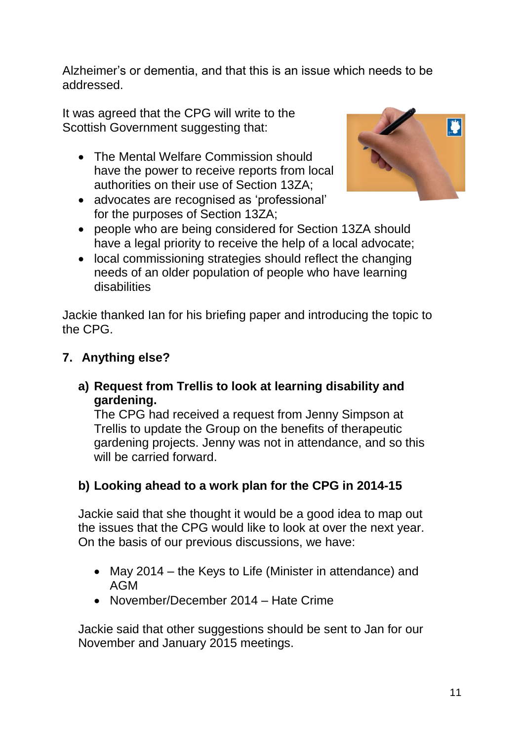Alzheimer's or dementia, and that this is an issue which needs to be addressed.

It was agreed that the CPG will write to the Scottish Government suggesting that:

- The Mental Welfare Commission should have the power to receive reports from local authorities on their use of Section 13ZA;
- advocates are recognised as 'professional' for the purposes of Section 13ZA;
- people who are being considered for Section 13ZA should have a legal priority to receive the help of a local advocate;
- local commissioning strategies should reflect the changing needs of an older population of people who have learning disabilities

Jackie thanked Ian for his briefing paper and introducing the topic to the CPG.

## 7. Anything else?

### a) Request from Trellis to look at learning disability and gardening.

The CPG had received a request from Jenny Simpson at Trellis to update the Group on the benefits of therapeutic gardening projects. Jenny was not in attendance, and so this will be carried forward.

### b) Looking ahead to a work plan for the CPG in 2014-15

Jackie said that she thought it would be a good idea to map out the issues that the CPG would like to look at over the next year. On the basis of our previous discussions, we have:

- May 2014 – the Keys to Life (Minister in attendance) and AGM
- November/December 2014 – Hate Crime

Jackie said that other suggestions should be sent to Jan for our November and January 2015 meetings.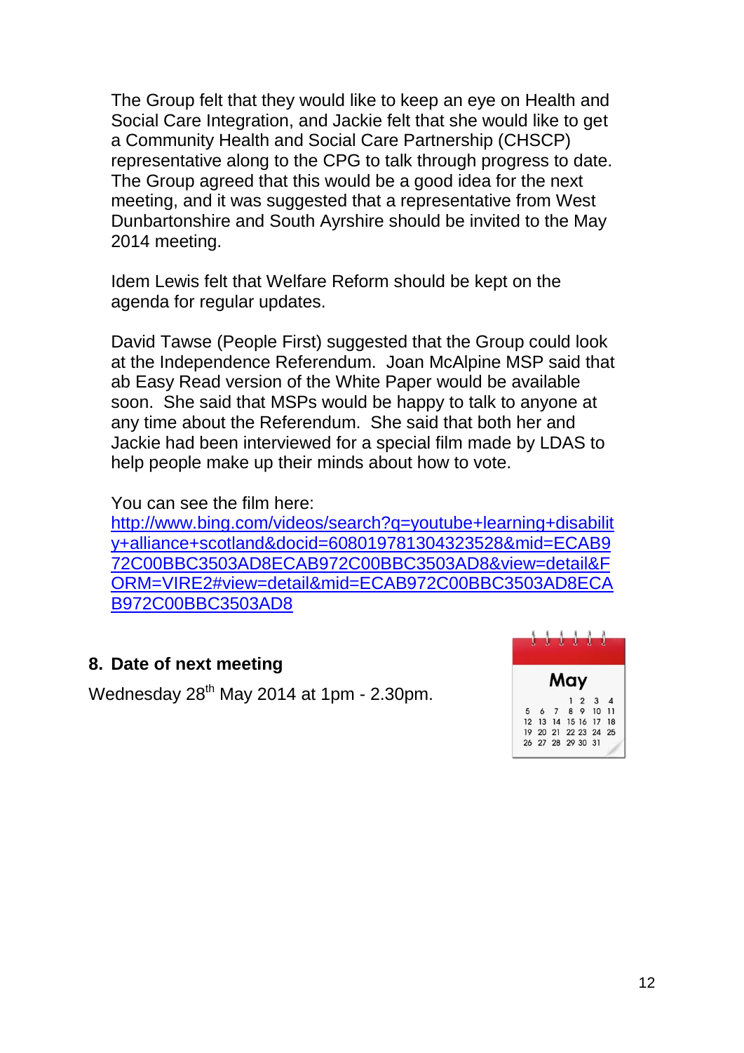The Group felt that they would like to keep an eye on Health and Social Care Integration, and Jackie felt that she would like to get a Community Health and Social Care Partnership (CHSCP) representative along to the CPG to talk through progress to date. The Group agreed that this would be a good idea for the next meeting, and it was suggested that a representative from West Dunbartonshire and South Ayrshire should be invited to the May 2014 meeting.

Idem Lewis felt that Welfare Reform should be kept on the agenda for regular updates.

David Tawse (People First) suggested that the Group could look at the Independence Referendum. Joan McAlpine MSP said that ab Easy Read version of the White Paper would be available soon. She said that MSPs would be happy to talk to anyone at any time about the Referendum. She said that both her and Jackie had been interviewed for a special film made by LDAS to help people make up their minds about how to vote.

You can see the film here:
[http://www.bing.com/videos/search?q=youtube+learning+disability+alliance+scotland&docid=608019781304323528&mid=ECAB972C00BBC3503AD8ECAB972C00BBC3503AD8&view=detail&FORM=VIRE2#view=detail&mid=ECAB972C00BBC3503AD8ECAB972C00BBC3503AD8](http://www.bing.com/videos/search?q=youtube+learning+disability+alliance+scotland&docid=608019781304323528&mid=ECAB972C00BBC3503AD8ECAB972C00BBC3503AD8&view=detail&FORM=VIRE2#view=detail&mid=ECAB972C00BBC3503AD8ECAB972C00BBC3503AD8)

## 8. Date of next meeting

Wednesday 28th May 2014 at 1pm - 2.30pm.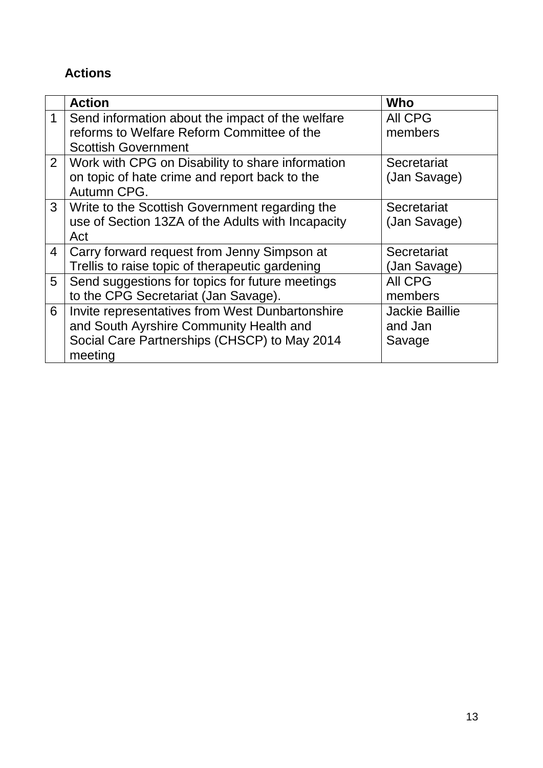## Actions

| | Action | Who |
|---|---|---|
| 1 | Send information about the impact of the welfare reforms to Welfare Reform Committee of the Scottish Government | All CPG members |
| 2 | Work with CPG on Disability to share information on topic of hate crime and report back to the Autumn CPG. | Secretariat (Jan Savage) |
| 3 | Write to the Scottish Government regarding the use of Section 13ZA of the Adults with Incapacity Act | Secretariat (Jan Savage) |
| 4 | Carry forward request from Jenny Simpson at Trellis to raise topic of therapeutic gardening | Secretariat (Jan Savage) |
| 5 | Send suggestions for topics for future meetings to the CPG Secretariat (Jan Savage). | All CPG members |
| 6 | Invite representatives from West Dunbartonshire and South Ayrshire Community Health and Social Care Partnerships (CHSCP) to May 2014 meeting | Jackie Baillie and Jan Savage |